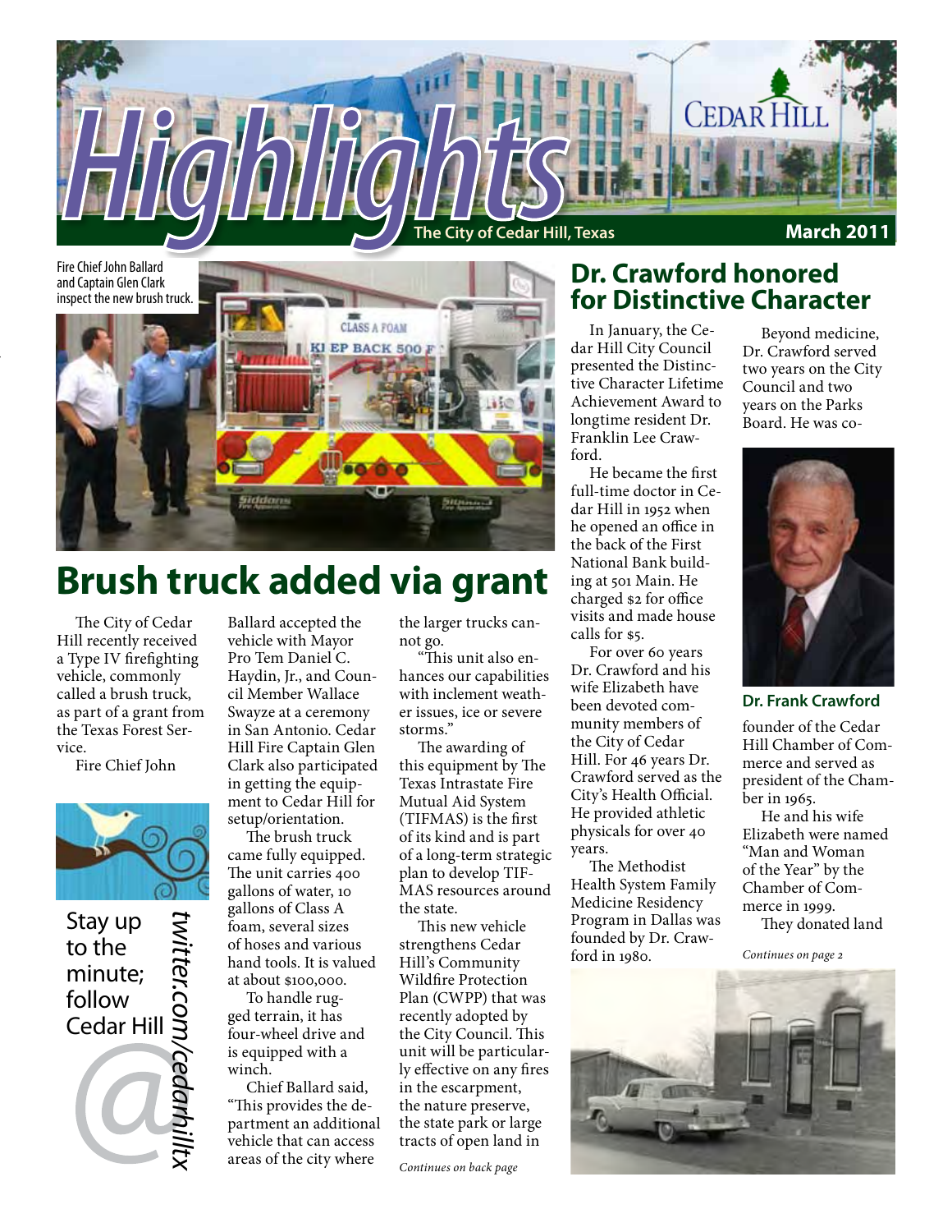# Highlights

The City of Cedar Hill, Texas

March 2011

Fire Chief John Ballard and Captain Glen Clark inspect the new brush truck.

## Brush truck added via grant

The City of Cedar Hill recently received a Type IV firefighting vehicle, commonly called a brush truck, as part of a grant from the Texas Forest Service.

Fire Chief John Ballard accepted the vehicle with Mayor Pro Tem Daniel C. Haydin, Jr., and Council Member Wallace Swayze at a ceremony in San Antonio. Cedar Hill Fire Captain Glen Clark also participated in getting the equipment to Cedar Hill for setup/orientation.

The brush truck came fully equipped. The unit carries 400 gallons of water, 10 gallons of Class A foam, several sizes of hoses and various hand tools. It is valued at about $100,000.

To handle rugged terrain, it has four-wheel drive and is equipped with a winch.

Chief Ballard said, "This provides the department an additional vehicle that can access areas of the city where the larger trucks cannot go.

"This unit also enhances our capabilities with inclement weather issues, ice or severe storms."

The awarding of this equipment by The Texas Intrastate Fire Mutual Aid System (TIFMAS) is the first of its kind and is part of a long-term strategic plan to develop TIFMAS resources around the state.

This new vehicle strengthens Cedar Hill's Community Wildfire Protection Plan (CWPP) that was recently adopted by the City Council. This unit will be particularly effective on any fires in the escarpment, the nature preserve, the state park or large tracts of open land in

*Continues on back page*

Stay up to the minute; follow Cedar Hill

@ twitter.com/cedarhilltx

## Dr. Crawford honored for Distinctive Character

In January, the Cedar Hill City Council presented the Distinctive Character Lifetime Achievement Award to longtime resident Dr. Franklin Lee Crawford.

He became the first full-time doctor in Cedar Hill in 1952 when he opened an office in the back of the First National Bank building at 501 Main. He charged $2 for office visits and made house calls for $5.

For over 60 years Dr. Crawford and his wife Elizabeth have been devoted community members of the City of Cedar Hill. For 46 years Dr. Crawford served as the City's Health Official. He provided athletic physicals for over 40 years.

The Methodist Health System Family Medicine Residency Program in Dallas was founded by Dr. Crawford in 1980.

Beyond medicine, Dr. Crawford served two years on the City Council and two years on the Parks Board. He was co-founder of the Cedar Hill Chamber of Commerce and served as president of the Chamber in 1965.

**Dr. Frank Crawford**

He and his wife Elizabeth were named "Man and Woman of the Year" by the Chamber of Commerce in 1999.

They donated land

*Continues on page 2*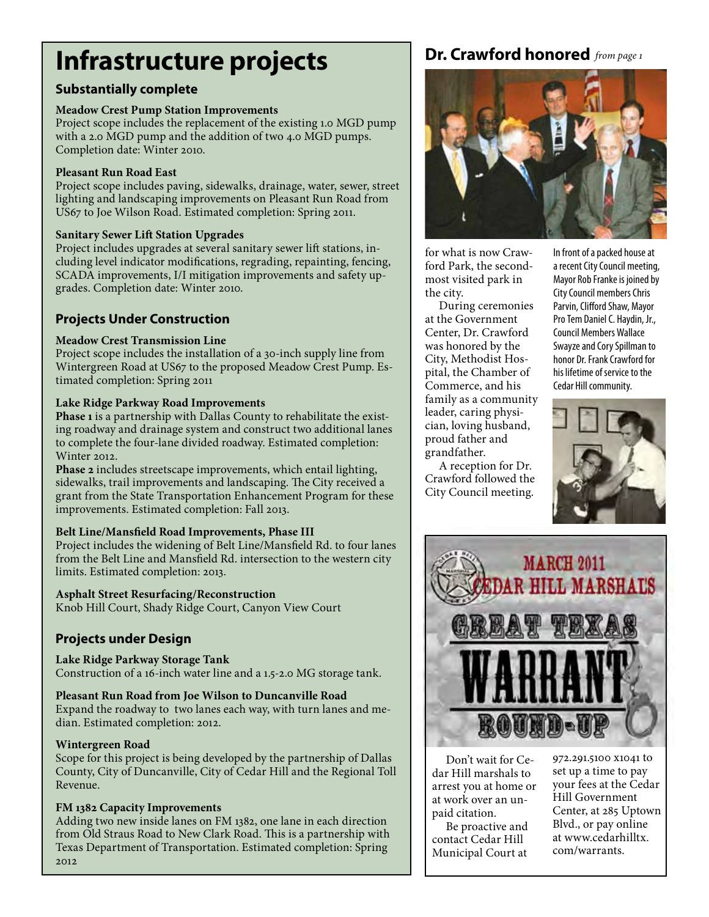# Infrastructure projects

### Substantially complete

**Meadow Crest Pump Station Improvements**
Project scope includes the replacement of the existing 1.0 MGD pump with a 2.0 MGD pump and the addition of two 4.0 MGD pumps. Completion date: Winter 2010.

**Pleasant Run Road East**
Project scope includes paving, sidewalks, drainage, water, sewer, street lighting and landscaping improvements on Pleasant Run Road from US67 to Joe Wilson Road. Estimated completion: Spring 2011.

**Sanitary Sewer Lift Station Upgrades**
Project includes upgrades at several sanitary sewer lift stations, including level indicator modifications, regrading, repainting, fencing, SCADA improvements, I/I mitigation improvements and safety upgrades. Completion date: Winter 2010.

### Projects Under Construction

**Meadow Crest Transmission Line**
Project scope includes the installation of a 30-inch supply line from Wintergreen Road at US67 to the proposed Meadow Crest Pump. Estimated completion: Spring 2011

**Lake Ridge Parkway Road Improvements**
**Phase 1** is a partnership with Dallas County to rehabilitate the existing roadway and drainage system and construct two additional lanes to complete the four-lane divided roadway. Estimated completion: Winter 2012.
**Phase 2** includes streetscape improvements, which entail lighting, sidewalks, trail improvements and landscaping. The City received a grant from the State Transportation Enhancement Program for these improvements. Estimated completion: Fall 2013.

**Belt Line/Mansfield Road Improvements, Phase III**
Project includes the widening of Belt Line/Mansfield Rd. to four lanes from the Belt Line and Mansfield Rd. intersection to the western city limits. Estimated completion: 2013.

**Asphalt Street Resurfacing/Reconstruction**
Knob Hill Court, Shady Ridge Court, Canyon View Court

### Projects under Design

**Lake Ridge Parkway Storage Tank**
Construction of a 16-inch water line and a 1.5-2.0 MG storage tank.

**Pleasant Run Road from Joe Wilson to Duncanville Road**
Expand the roadway to two lanes each way, with turn lanes and median. Estimated completion: 2012.

**Wintergreen Road**
Scope for this project is being developed by the partnership of Dallas County, City of Duncanville, City of Cedar Hill and the Regional Toll Revenue.

**FM 1382 Capacity Improvements**
Adding two new inside lanes on FM 1382, one lane in each direction from Old Straus Road to New Clark Road. This is a partnership with Texas Department of Transportation. Estimated completion: Spring 2012

## Dr. Crawford honored *from page 1*

for what is now Crawford Park, the second-most visited park in the city.

During ceremonies at the Government Center, Dr. Crawford was honored by the City, Methodist Hospital, the Chamber of Commerce, and his family as a community leader, caring physician, loving husband, proud father and grandfather.

A reception for Dr. Crawford followed the City Council meeting.

In front of a packed house at a recent City Council meeting, Mayor Rob Franke is joined by City Council members Chris Parvin, Clifford Shaw, Mayor Pro Tem Daniel C. Haydin, Jr., Council Members Wallace Swayze and Cory Spillman to honor Dr. Frank Crawford for his lifetime of service to the Cedar Hill community.

## MARCH 2011 CEDAR HILL MARSHALS GREAT TEXAS WARRANT ROUND-UP

Don't wait for Cedar Hill marshals to arrest you at home or at work over an unpaid citation.

Be proactive and contact Cedar Hill Municipal Court at 972.291.5100 x1041 to set up a time to pay your fees at the Cedar Hill Government Center, at 285 Uptown Blvd., or pay online at www.cedarhilltx.com/warrants.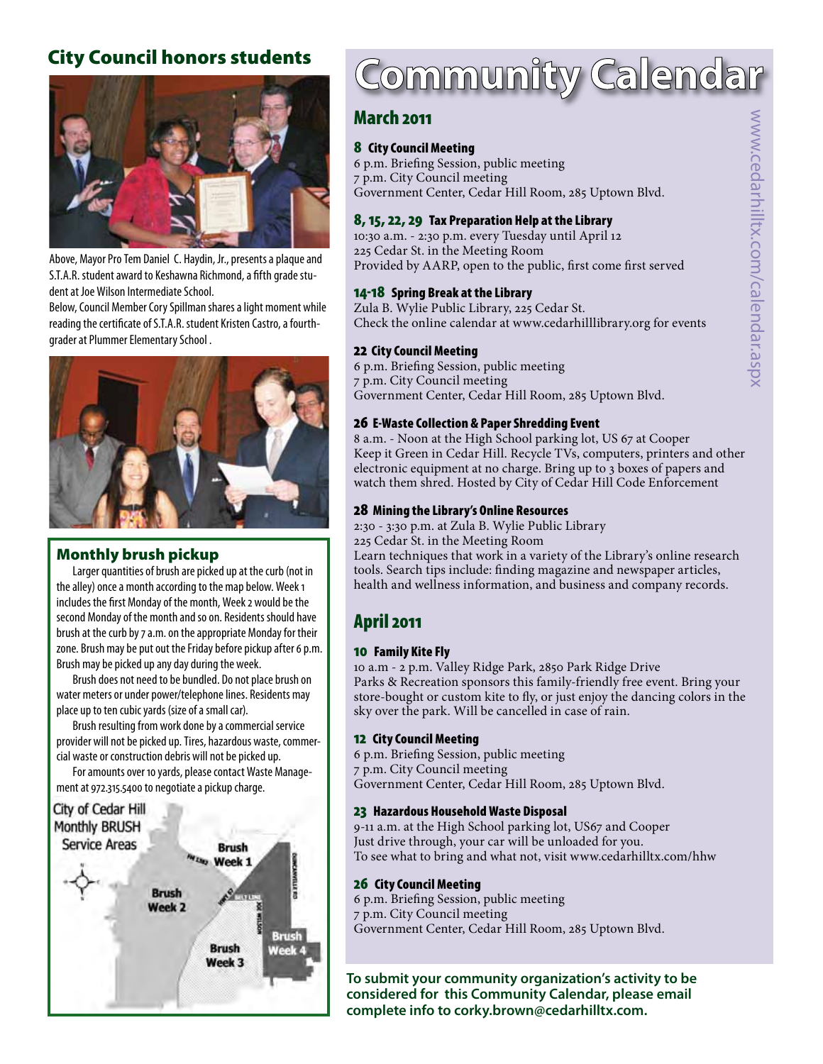## City Council honors students

Above, Mayor Pro Tem Daniel C. Haydin, Jr., presents a plaque and S.T.A.R. student award to Keshawna Richmond, a fifth grade student at Joe Wilson Intermediate School.

Below, Council Member Cory Spillman shares a light moment while reading the certificate of S.T.A.R. student Kristen Castro, a fourth-grader at Plummer Elementary School .

## Monthly brush pickup

Larger quantities of brush are picked up at the curb (not in the alley) once a month according to the map below. Week 1 includes the first Monday of the month, Week 2 would be the second Monday of the month and so on. Residents should have brush at the curb by 7 a.m. on the appropriate Monday for their zone. Brush may be put out the Friday before pickup after 6 p.m. Brush may be picked up any day during the week.

Brush does not need to be bundled. Do not place brush on water meters or under power/telephone lines. Residents may place up to ten cubic yards (size of a small car).

Brush resulting from work done by a commercial service provider will not be picked up. Tires, hazardous waste, commercial waste or construction debris will not be picked up.

For amounts over 10 yards, please contact Waste Management at 972.315.5400 to negotiate a pickup charge.

City of Cedar Hill Monthly BRUSH Service Areas

Brush Week 1 · Brush Week 2 · Brush Week 3 · Brush Week 4

# Community Calendar

www.cedarhilltx.com/calendar.aspx

## March 2011

### 8 City Council Meeting
6 p.m. Briefing Session, public meeting
7 p.m. City Council meeting
Government Center, Cedar Hill Room, 285 Uptown Blvd.

### 8, 15, 22, 29 Tax Preparation Help at the Library
10:30 a.m. - 2:30 p.m. every Tuesday until April 12
225 Cedar St. in the Meeting Room
Provided by AARP, open to the public, first come first served

### 14-18 Spring Break at the Library
Zula B. Wylie Public Library, 225 Cedar St.
Check the online calendar at www.cedarhilllibrary.org for events

### 22 City Council Meeting
6 p.m. Briefing Session, public meeting
7 p.m. City Council meeting
Government Center, Cedar Hill Room, 285 Uptown Blvd.

### 26 E-Waste Collection & Paper Shredding Event
8 a.m. - Noon at the High School parking lot, US 67 at Cooper
Keep it Green in Cedar Hill. Recycle TVs, computers, printers and other electronic equipment at no charge. Bring up to 3 boxes of papers and watch them shred. Hosted by City of Cedar Hill Code Enforcement

### 28 Mining the Library's Online Resources
2:30 - 3:30 p.m. at Zula B. Wylie Public Library
225 Cedar St. in the Meeting Room
Learn techniques that work in a variety of the Library's online research tools. Search tips include: finding magazine and newspaper articles, health and wellness information, and business and company records.

## April 2011

### 10 Family Kite Fly
10 a.m - 2 p.m. Valley Ridge Park, 2850 Park Ridge Drive
Parks & Recreation sponsors this family-friendly free event. Bring your store-bought or custom kite to fly, or just enjoy the dancing colors in the sky over the park. Will be cancelled in case of rain.

### 12 City Council Meeting
6 p.m. Briefing Session, public meeting
7 p.m. City Council meeting
Government Center, Cedar Hill Room, 285 Uptown Blvd.

### 23 Hazardous Household Waste Disposal
9-11 a.m. at the High School parking lot, US67 and Cooper
Just drive through, your car will be unloaded for you.
To see what to bring and what not, visit www.cedarhilltx.com/hhw

### 26 City Council Meeting
6 p.m. Briefing Session, public meeting
7 p.m. City Council meeting
Government Center, Cedar Hill Room, 285 Uptown Blvd.

**To submit your community organization's activity to be considered for this Community Calendar, please email complete info to corky.brown@cedarhilltx.com.**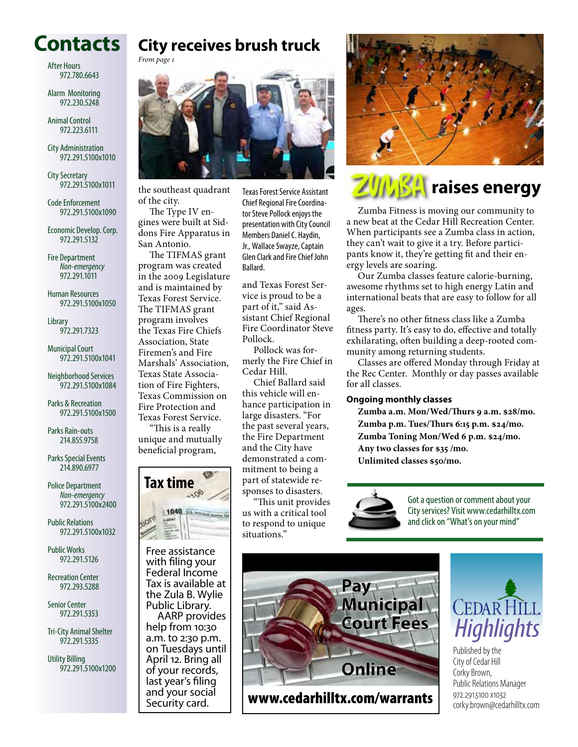# Contacts

After Hours
972.780.6643

Alarm Monitoring
972.230.5248

Animal Control
972.223.6111

City Administration
972.291.5100x1010

City Secretary
972.291.5100x1011

Code Enforcement
972.291.5100x1090

Economic Develop. Corp.
972.291.5132

Fire Department
*Non-emergency*
972.291.1011

Human Resources
972.291.5100x1050

Library
972.291.7323

Municipal Court
972.291.5100x1041

Neighborhood Services
972.291.5100x1084

Parks & Recreation
972.291.5100x1500

Parks Rain-outs
214.855.9758

Parks Special Events
214.890.6977

Police Department
*Non-emergency*
972.291.5100x2400

Public Relations
972.291.5100x1032

Public Works
972.291.5126

Recreation Center
972.293.5288

Senior Center
972.291.5353

Tri-City Animal Shelter
972.291.5335

Utility Billing
972.291.5100x1200

# City receives brush truck

*From page 1*

Texas Forest Service Assistant Chief Regional Fire Coordinator Steve Pollock enjoys the presentation with City Council Members Daniel C. Haydin, Jr., Wallace Swayze, Captain Glen Clark and Fire Chief John Ballard.

the southeast quadrant of the city.

The Type IV engines were built at Siddons Fire Apparatus in San Antonio.

The TIFMAS grant program was created in the 2009 Legislature and is maintained by Texas Forest Service. The TIFMAS grant program involves the Texas Fire Chiefs Association, State Firemen's and Fire Marshals' Association, Texas State Association of Fire Fighters, Texas Commission on Fire Protection and Texas Forest Service.

"This is a really unique and mutually beneficial program, and Texas Forest Service is proud to be a part of it," said Assistant Chief Regional Fire Coordinator Steve Pollock.

Pollock was formerly the Fire Chief in Cedar Hill.

Chief Ballard said this vehicle will enhance participation in large disasters. "For the past several years, the Fire Department and the City have demonstrated a commitment to being a part of statewide responses to disasters.

"This unit provides us with a critical tool to respond to unique situations."

## Tax time

Free assistance with filing your Federal Income Tax is available at the Zula B. Wylie Public Library.

AARP provides help from 10:30 a.m. to 2:30 p.m. on Tuesdays until April 12. Bring all of your records, last year's filing and your social Security card.

# ZUMBA raises energy

Zumba Fitness is moving our community to a new beat at the Cedar Hill Recreation Center. When participants see a Zumba class in action, they can't wait to give it a try. Before participants know it, they're getting fit and their energy levels are soaring.

Our Zumba classes feature calorie-burning, awesome rhythms set to high energy Latin and international beats that are easy to follow for all ages.

There's no other fitness class like a Zumba fitness party. It's easy to do, effective and totally exhilarating, often building a deep-rooted community among returning students.

Classes are offered Monday through Friday at the Rec Center. Monthly or day passes available for all classes.

**Ongoing monthly classes**

**Zumba a.m. Mon/Wed/Thurs 9 a.m. $28/mo.**
**Zumba p.m. Tues/Thurs 6:15 p.m. $24/mo.**
**Zumba Toning Mon/Wed 6 p.m. $24/mo.**
**Any two classes for $35 /mo.**
**Unlimited classes $50/mo.**

Got a question or comment about your City services? Visit www.cedarhilltx.com and click on "What's on your mind"

**Pay Municipal Court Fees Online**

**www.cedarhilltx.com/warrants**

CEDAR HILL *Highlights*

Published by the City of Cedar Hill
Corky Brown,
Public Relations Manager
972.291.5100 x1032
corky.brown@cedarhilltx.com